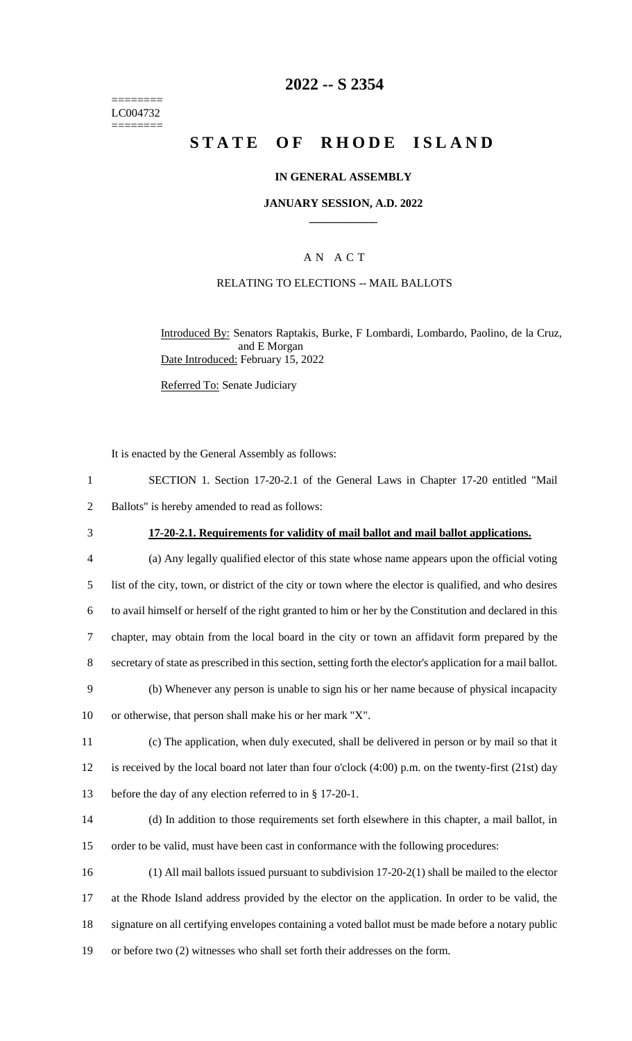======== LC004732 ========

# 2022 -- S 2354

# STATE OF RHODE ISLAND

## IN GENERAL ASSEMBLY

## JANUARY SESSION, A.D. 2022

## AN ACT

RELATING TO ELECTIONS -- MAIL BALLOTS

Introduced By: Senators Raptakis, Burke, F Lombardi, Lombardo, Paolino, de la Cruz, and E Morgan

Date Introduced: February 15, 2022

Referred To: Senate Judiciary

It is enacted by the General Assembly as follows:

SECTION 1. Section 17-20-2.1 of the General Laws in Chapter 17-20 entitled "Mail Ballots" is hereby amended to read as follows:

**17-20-2.1. Requirements for validity of mail ballot and mail ballot applications.**

(a) Any legally qualified elector of this state whose name appears upon the official voting list of the city, town, or district of the city or town where the elector is qualified, and who desires to avail himself or herself of the right granted to him or her by the Constitution and declared in this chapter, may obtain from the local board in the city or town an affidavit form prepared by the secretary of state as prescribed in this section, setting forth the elector's application for a mail ballot.

(b) Whenever any person is unable to sign his or her name because of physical incapacity or otherwise, that person shall make his or her mark "X".

(c) The application, when duly executed, shall be delivered in person or by mail so that it is received by the local board not later than four o'clock (4:00) p.m. on the twenty-first (21st) day before the day of any election referred to in § 17-20-1.

(d) In addition to those requirements set forth elsewhere in this chapter, a mail ballot, in order to be valid, must have been cast in conformance with the following procedures:

(1) All mail ballots issued pursuant to subdivision 17-20-2(1) shall be mailed to the elector at the Rhode Island address provided by the elector on the application. In order to be valid, the signature on all certifying envelopes containing a voted ballot must be made before a notary public or before two (2) witnesses who shall set forth their addresses on the form.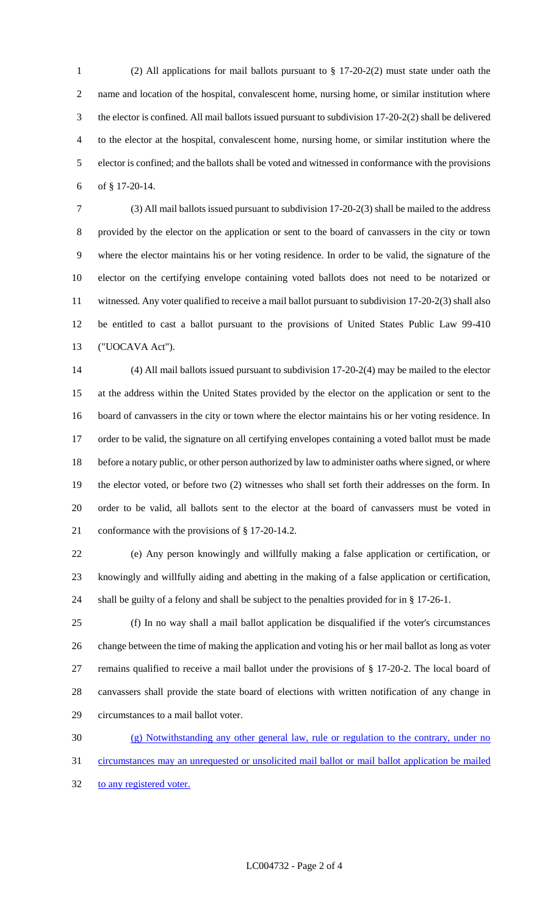(2) All applications for mail ballots pursuant to § 17-20-2(2) must state under oath the name and location of the hospital, convalescent home, nursing home, or similar institution where the elector is confined. All mail ballots issued pursuant to subdivision 17-20-2(2) shall be delivered to the elector at the hospital, convalescent home, nursing home, or similar institution where the elector is confined; and the ballots shall be voted and witnessed in conformance with the provisions of § 17-20-14.

(3) All mail ballots issued pursuant to subdivision 17-20-2(3) shall be mailed to the address provided by the elector on the application or sent to the board of canvassers in the city or town where the elector maintains his or her voting residence. In order to be valid, the signature of the elector on the certifying envelope containing voted ballots does not need to be notarized or witnessed. Any voter qualified to receive a mail ballot pursuant to subdivision 17-20-2(3) shall also be entitled to cast a ballot pursuant to the provisions of United States Public Law 99-410 ("UOCAVA Act").

(4) All mail ballots issued pursuant to subdivision 17-20-2(4) may be mailed to the elector at the address within the United States provided by the elector on the application or sent to the board of canvassers in the city or town where the elector maintains his or her voting residence. In order to be valid, the signature on all certifying envelopes containing a voted ballot must be made before a notary public, or other person authorized by law to administer oaths where signed, or where the elector voted, or before two (2) witnesses who shall set forth their addresses on the form. In order to be valid, all ballots sent to the elector at the board of canvassers must be voted in conformance with the provisions of § 17-20-14.2.

(e) Any person knowingly and willfully making a false application or certification, or knowingly and willfully aiding and abetting in the making of a false application or certification, shall be guilty of a felony and shall be subject to the penalties provided for in § 17-26-1.

(f) In no way shall a mail ballot application be disqualified if the voter's circumstances change between the time of making the application and voting his or her mail ballot as long as voter remains qualified to receive a mail ballot under the provisions of § 17-20-2. The local board of canvassers shall provide the state board of elections with written notification of any change in circumstances to a mail ballot voter.

(g) Notwithstanding any other general law, rule or regulation to the contrary, under no circumstances may an unrequested or unsolicited mail ballot or mail ballot application be mailed to any registered voter.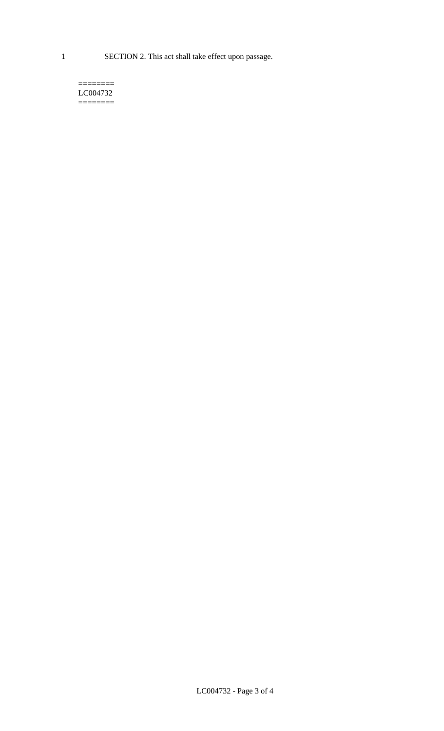1 SECTION 2. This act shall take effect upon passage.

========
LC004732
========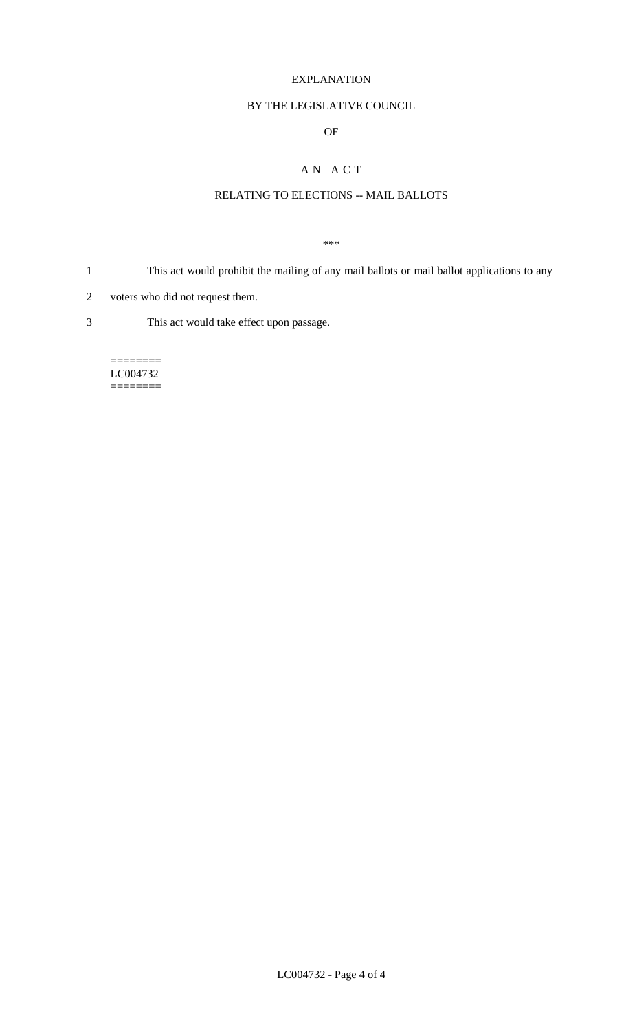EXPLANATION

BY THE LEGISLATIVE COUNCIL

OF

A N A C T

RELATING TO ELECTIONS -- MAIL BALLOTS

\*\*\*

1 This act would prohibit the mailing of any mail ballots or mail ballot applications to any

2 voters who did not request them.

3 This act would take effect upon passage.

========
LC004732
========